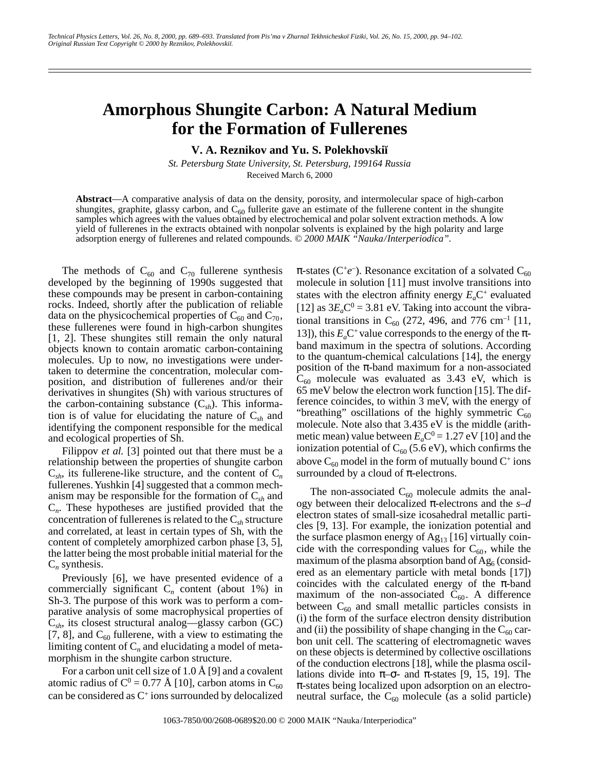# Amorphous Shungite Carbon: A Natural Medium for the Formation of Fullerenes

**V. A. Reznikov and Yu. S. Polekhovskiĭ**

*St. Petersburg State University, St. Petersburg, 199164 Russia*

Received March 6, 2000

**Abstract**—A comparative analysis of data on the density, porosity, and intermolecular space of high-carbon shungites, graphite, glassy carbon, and $C_{60}$ fullerite gave an estimate of the fullerene content in the shungite samples which agrees with the values obtained by electrochemical and polar solvent extraction methods. A low yield of fullerenes in the extracts obtained with nonpolar solvents is explained by the high polarity and large adsorption energy of fullerenes and related compounds. *© 2000 MAIK "Nauka/Interperiodica".*

The methods of $C_{60}$ and $C_{70}$ fullerene synthesis developed by the beginning of 1990s suggested that these compounds may be present in carbon-containing rocks. Indeed, shortly after the publication of reliable data on the physicochemical properties of $C_{60}$ and $C_{70}$, these fullerenes were found in high-carbon shungites [1, 2]. These shungites still remain the only natural objects known to contain aromatic carbon-containing molecules. Up to now, no investigations were undertaken to determine the concentration, molecular composition, and distribution of fullerenes and/or their derivatives in shungites (Sh) with various structures of the carbon-containing substance ($C_{sh}$). This information is of value for elucidating the nature of $C_{sh}$ and identifying the component responsible for the medical and ecological properties of Sh.

Filippov *et al.* [3] pointed out that there must be a relationship between the properties of shungite carbon $C_{sh}$, its fullerene-like structure, and the content of $C_n$ fullerenes. Yushkin [4] suggested that a common mechanism may be responsible for the formation of $C_{sh}$ and $C_n$. These hypotheses are justified provided that the concentration of fullerenes is related to the $C_{sh}$ structure and correlated, at least in certain types of Sh, with the content of completely amorphized carbon phase [3, 5], the latter being the most probable initial material for the $C_n$ synthesis.

Previously [6], we have presented evidence of a commercially significant $C_n$ content (about 1%) in Sh-3. The purpose of this work was to perform a comparative analysis of some macrophysical properties of $C_{sh}$, its closest structural analog—glassy carbon (GC) [7, 8], and $C_{60}$ fullerene, with a view to estimating the limiting content of $C_n$ and elucidating a model of metamorphism in the shungite carbon structure.

For a carbon unit cell size of 1.0 Å [9] and a covalent atomic radius of $C^0$ = 0.77 Å [10], carbon atoms in $C_{60}$ can be considered as $C^+$ ions surrounded by delocalized π-states ($C^+e^-$). Resonance excitation of a solvated $C_{60}$ molecule in solution [11] must involve transitions into states with the electron affinity energy $E_aC^+$ evaluated [12] as $3E_aC^0$ = 3.81 eV. Taking into account the vibrational transitions in $C_{60}$ (272, 496, and 776 cm$^{-1}$ [11, 13]), this $E_aC^+$ value corresponds to the energy of the π-band maximum in the spectra of solutions. According to the quantum-chemical calculations [14], the energy position of the π-band maximum for a non-associated $C_{60}$ molecule was evaluated as 3.43 eV, which is 65 meV below the electron work function [15]. The difference coincides, to within 3 meV, with the energy of "breathing" oscillations of the highly symmetric $C_{60}$ molecule. Note also that 3.435 eV is the middle (arithmetic mean) value between $E_aC^0$ = 1.27 eV [10] and the ionization potential of $C_{60}$ (5.6 eV), which confirms the above $C_{60}$ model in the form of mutually bound $C^+$ ions surrounded by a cloud of π-electrons.

The non-associated $C_{60}$ molecule admits the analogy between their delocalized π-electrons and the *s*–*d* electron states of small-size icosahedral metallic particles [9, 13]. For example, the ionization potential and the surface plasmon energy of $Ag_{13}$ [16] virtually coincide with the corresponding values for $C_{60}$, while the maximum of the plasma absorption band of $Ag_6$ (considered as an elementary particle with metal bonds [17]) coincides with the calculated energy of the π-band maximum of the non-associated $C_{60}$. A difference between $C_{60}$ and small metallic particles consists in (i) the form of the surface electron density distribution and (ii) the possibility of shape changing in the $C_{60}$ carbon unit cell. The scattering of electromagnetic waves on these objects is determined by collective oscillations of the conduction electrons [18], while the plasma oscillations divide into π–σ- and π-states [9, 15, 19]. The π-states being localized upon adsorption on an electroneutral surface, the $C_{60}$ molecule (as a solid particle)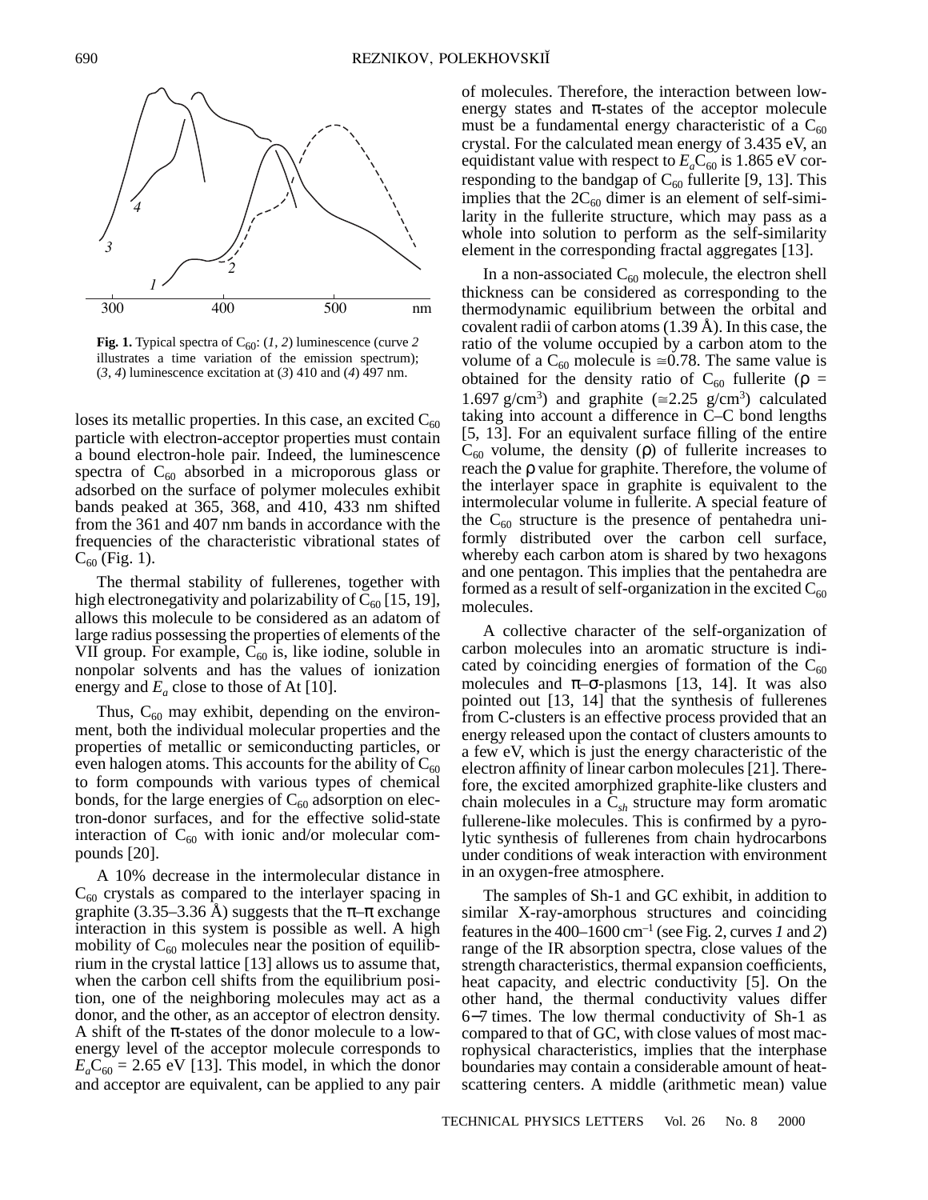**Fig. 1.** Typical spectra of $C_{60}$: (*1*, *2*) luminescence (curve *2* illustrates a time variation of the emission spectrum); (*3*, *4*) luminescence excitation at (*3*) 410 and (*4*) 497 nm.

loses its metallic properties. In this case, an excited $C_{60}$ particle with electron-acceptor properties must contain a bound electron-hole pair. Indeed, the luminescence spectra of $C_{60}$ absorbed in a microporous glass or adsorbed on the surface of polymer molecules exhibit bands peaked at 365, 368, and 410, 433 nm shifted from the 361 and 407 nm bands in accordance with the frequencies of the characteristic vibrational states of $C_{60}$ (Fig. 1).

The thermal stability of fullerenes, together with high electronegativity and polarizability of $C_{60}$ [15, 19], allows this molecule to be considered as an adatom of large radius possessing the properties of elements of the VII group. For example, $C_{60}$ is, like iodine, soluble in nonpolar solvents and has the values of ionization energy and $E_a$ close to those of At [10].

Thus, $C_{60}$ may exhibit, depending on the environment, both the individual molecular properties and the properties of metallic or semiconducting particles, or even halogen atoms. This accounts for the ability of $C_{60}$ to form compounds with various types of chemical bonds, for the large energies of $C_{60}$ adsorption on electron-donor surfaces, and for the effective solid-state interaction of $C_{60}$ with ionic and/or molecular compounds [20].

A 10% decrease in the intermolecular distance in $C_{60}$ crystals as compared to the interlayer spacing in graphite (3.35–3.36 Å) suggests that the π–π exchange interaction in this system is possible as well. A high mobility of $C_{60}$ molecules near the position of equilibrium in the crystal lattice [13] allows us to assume that, when the carbon cell shifts from the equilibrium position, one of the neighboring molecules may act as a donor, and the other, as an acceptor of electron density. A shift of the π-states of the donor molecule to a low-energy level of the acceptor molecule corresponds to $E_aC_{60}$ = 2.65 eV [13]. This model, in which the donor and acceptor are equivalent, can be applied to any pair of molecules. Therefore, the interaction between low-energy states and π-states of the acceptor molecule must be a fundamental energy characteristic of a $C_{60}$ crystal. For the calculated mean energy of 3.435 eV, an equidistant value with respect to $E_aC_{60}$ is 1.865 eV corresponding to the bandgap of $C_{60}$ fullerite [9, 13]. This implies that the $2C_{60}$ dimer is an element of self-similarity in the fullerite structure, which may pass as a whole into solution to perform as the self-similarity element in the corresponding fractal aggregates [13].

In a non-associated $C_{60}$ molecule, the electron shell thickness can be considered as corresponding to the thermodynamic equilibrium between the orbital and covalent radii of carbon atoms (1.39 Å). In this case, the ratio of the volume occupied by a carbon atom to the volume of a $C_{60}$ molecule is ≅0.78. The same value is obtained for the density ratio of $C_{60}$ fullerite (ρ = 1.697 g/cm$^3$) and graphite (≅2.25 g/cm$^3$) calculated taking into account a difference in C–C bond lengths [5, 13]. For an equivalent surface filling of the entire $C_{60}$ volume, the density (ρ) of fullerite increases to reach the ρ value for graphite. Therefore, the volume of the interlayer space in graphite is equivalent to the intermolecular volume in fullerite. A special feature of the $C_{60}$ structure is the presence of pentahedra uniformly distributed over the carbon cell surface, whereby each carbon atom is shared by two hexagons and one pentagon. This implies that the pentahedra are formed as a result of self-organization in the excited $C_{60}$ molecules.

A collective character of the self-organization of carbon molecules into an aromatic structure is indicated by coinciding energies of formation of the $C_{60}$ molecules and π–σ-plasmons [13, 14]. It was also pointed out [13, 14] that the synthesis of fullerenes from C-clusters is an effective process provided that an energy released upon the contact of clusters amounts to a few eV, which is just the energy characteristic of the electron affinity of linear carbon molecules [21]. Therefore, the excited amorphized graphite-like clusters and chain molecules in a $C_{sh}$ structure may form aromatic fullerene-like molecules. This is confirmed by a pyrolytic synthesis of fullerenes from chain hydrocarbons under conditions of weak interaction with environment in an oxygen-free atmosphere.

The samples of Sh-1 and GC exhibit, in addition to similar X-ray-amorphous structures and coinciding features in the 400–1600 cm$^{-1}$ (see Fig. 2, curves *1* and *2*) range of the IR absorption spectra, close values of the strength characteristics, thermal expansion coefficients, heat capacity, and electric conductivity [5]. On the other hand, the thermal conductivity values differ 6–7 times. The low thermal conductivity of Sh-1 as compared to that of GC, with close values of most macrophysical characteristics, implies that the interphase boundaries may contain a considerable amount of heat-scattering centers. A middle (arithmetic mean) value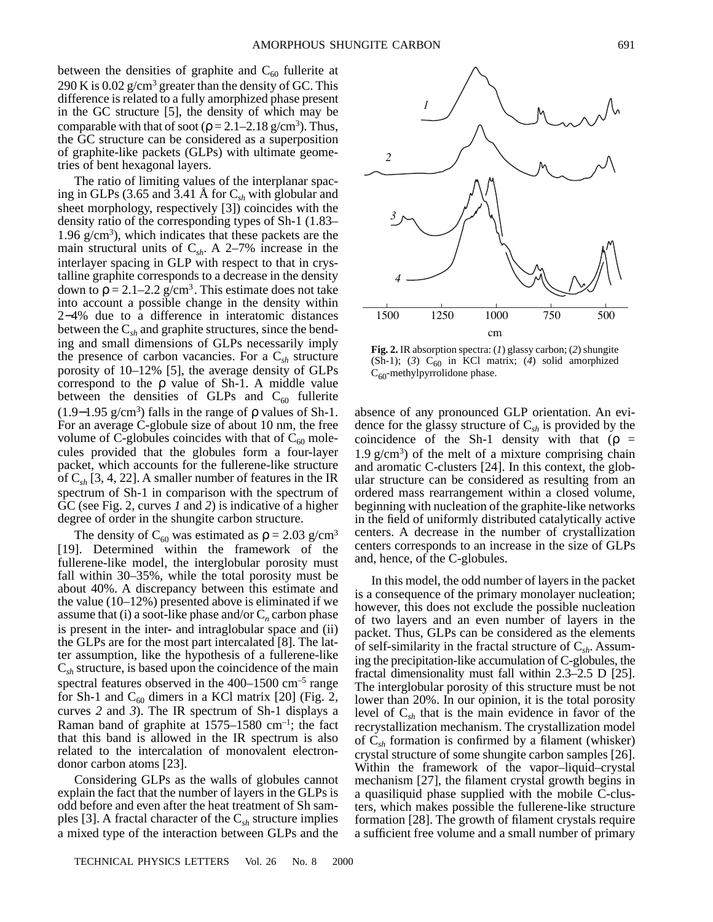between the densities of graphite and $C_{60}$ fullerite at 290 K is 0.02 g/cm$^3$ greater than the density of GC. This difference is related to a fully amorphized phase present in the GC structure [5], the density of which may be comparable with that of soot ($\rho$ = 2.1–2.18 g/cm$^3$). Thus, the GC structure can be considered as a superposition of graphite-like packets (GLPs) with ultimate geometries of bent hexagonal layers.

The ratio of limiting values of the interplanar spacing in GLPs (3.65 and 3.41 Å for $C_{sh}$ with globular and sheet morphology, respectively [3]) coincides with the density ratio of the corresponding types of Sh-1 (1.83–1.96 g/cm$^3$), which indicates that these packets are the main structural units of $C_{sh}$. A 2–7% increase in the interlayer spacing in GLP with respect to that in crystalline graphite corresponds to a decrease in the density down to $\rho$ = 2.1–2.2 g/cm$^3$. This estimate does not take into account a possible change in the density within 2–4% due to a difference in interatomic distances between the $C_{sh}$ and graphite structures, since the bending and small dimensions of GLPs necessarily imply the presence of carbon vacancies. For a $C_{sh}$ structure porosity of 10–12% [5], the average density of GLPs correspond to the $\rho$ value of Sh-1. A middle value between the densities of GLPs and $C_{60}$ fullerite (1.9–1.95 g/cm$^3$) falls in the range of $\rho$ values of Sh-1. For an average C-globule size of about 10 nm, the free volume of C-globules coincides with that of $C_{60}$ molecules provided that the globules form a four-layer packet, which accounts for the fullerene-like structure of $C_{sh}$ [3, 4, 22]. A smaller number of features in the IR spectrum of Sh-1 in comparison with the spectrum of GC (see Fig. 2, curves *1* and *2*) is indicative of a higher degree of order in the shungite carbon structure.

The density of $C_{60}$ was estimated as $\rho$ = 2.03 g/cm$^3$ [19]. Determined within the framework of the fullerene-like model, the interglobular porosity must fall within 30–35%, while the total porosity must be about 40%. A discrepancy between this estimate and the value (10–12%) presented above is eliminated if we assume that (i) a soot-like phase and/or $C_n$ carbon phase is present in the inter- and intraglobular space and (ii) the GLPs are for the most part intercalated [8]. The latter assumption, like the hypothesis of a fullerene-like $C_{sh}$ structure, is based upon the coincidence of the main spectral features observed in the 400–1500 cm$^{-5}$ range for Sh-1 and $C_{60}$ dimers in a KCl matrix [20] (Fig. 2, curves *2* and *3*). The IR spectrum of Sh-1 displays a Raman band of graphite at 1575–1580 cm$^{-1}$; the fact that this band is allowed in the IR spectrum is also related to the intercalation of monovalent electron-donor carbon atoms [23].

Considering GLPs as the walls of globules cannot explain the fact that the number of layers in the GLPs is odd before and even after the heat treatment of Sh samples [3]. A fractal character of the $C_{sh}$ structure implies a mixed type of the interaction between GLPs and the absence of any pronounced GLP orientation. An evidence for the glassy structure of $C_{sh}$ is provided by the coincidence of the Sh-1 density with that ($\rho$ = 1.9 g/cm$^3$) of the melt of a mixture comprising chain and aromatic C-clusters [24]. In this context, the globular structure can be considered as resulting from an ordered mass rearrangement within a closed volume, beginning with nucleation of the graphite-like networks in the field of uniformly distributed catalytically active centers. A decrease in the number of crystallization centers corresponds to an increase in the size of GLPs and, hence, of the C-globules.

**Fig. 2.** IR absorption spectra: (*1*) glassy carbon; (*2*) shungite (Sh-1); (*3*) $C_{60}$ in KCl matrix; (*4*) solid amorphized $C_{60}$-methylpyrrolidone phase.

In this model, the odd number of layers in the packet is a consequence of the primary monolayer nucleation; however, this does not exclude the possible nucleation of two layers and an even number of layers in the packet. Thus, GLPs can be considered as the elements of self-similarity in the fractal structure of $C_{sh}$. Assuming the precipitation-like accumulation of C-globules, the fractal dimensionality must fall within 2.3–2.5 D [25]. The interglobular porosity of this structure must be not lower than 20%. In our opinion, it is the total porosity level of $C_{sh}$ that is the main evidence in favor of the recrystallization mechanism. The crystallization model of $C_{sh}$ formation is confirmed by a filament (whisker) crystal structure of some shungite carbon samples [26]. Within the framework of the vapor–liquid–crystal mechanism [27], the filament crystal growth begins in a quasiliquid phase supplied with the mobile C-clusters, which makes possible the fullerene-like structure formation [28]. The growth of filament crystals require a sufficient free volume and a small number of primary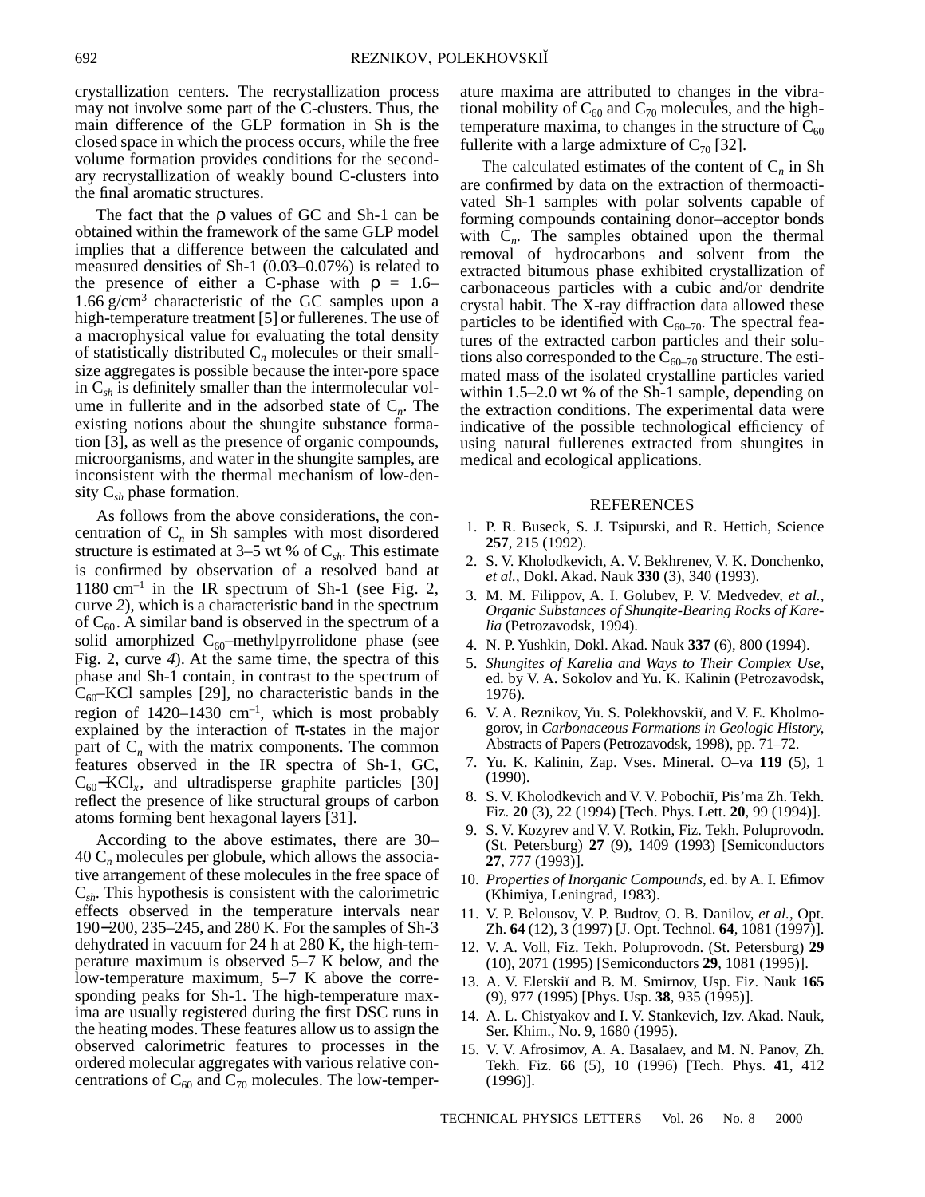crystallization centers. The recrystallization process may not involve some part of the C-clusters. Thus, the main difference of the GLP formation in Sh is the closed space in which the process occurs, while the free volume formation provides conditions for the secondary recrystallization of weakly bound C-clusters into the final aromatic structures.

The fact that the $\rho$ values of GC and Sh-1 can be obtained within the framework of the same GLP model implies that a difference between the calculated and measured densities of Sh-1 (0.03–0.07%) is related to the presence of either a C-phase with $\rho$ = 1.6–1.66 g/cm$^3$ characteristic of the GC samples upon a high-temperature treatment [5] or fullerenes. The use of a macrophysical value for evaluating the total density of statistically distributed $C_n$ molecules or their small-size aggregates is possible because the inter-pore space in $C_{sh}$ is definitely smaller than the intermolecular volume in fullerite and in the adsorbed state of $C_n$. The existing notions about the shungite substance formation [3], as well as the presence of organic compounds, microorganisms, and water in the shungite samples, are inconsistent with the thermal mechanism of low-density $C_{sh}$ phase formation.

As follows from the above considerations, the concentration of $C_n$ in Sh samples with most disordered structure is estimated at 3–5 wt % of $C_{sh}$. This estimate is confirmed by observation of a resolved band at 1180 cm$^{-1}$ in the IR spectrum of Sh-1 (see Fig. 2, curve *2*), which is a characteristic band in the spectrum of $C_{60}$. A similar band is observed in the spectrum of a solid amorphized $C_{60}$–methylpyrrolidone phase (see Fig. 2, curve *4*). At the same time, the spectra of this phase and Sh-1 contain, in contrast to the spectrum of $C_{60}$–KCl samples [29], no characteristic bands in the region of 1420–1430 cm$^{-1}$, which is most probably explained by the interaction of $\pi$-states in the major part of $C_n$ with the matrix components. The common features observed in the IR spectra of Sh-1, GC, $C_{60}$–$KCl_x$, and ultradisperse graphite particles [30] reflect the presence of like structural groups of carbon atoms forming bent hexagonal layers [31].

According to the above estimates, there are 30–40 $C_n$ molecules per globule, which allows the associative arrangement of these molecules in the free space of $C_{sh}$. This hypothesis is consistent with the calorimetric effects observed in the temperature intervals near 190–200, 235–245, and 280 K. For the samples of Sh-3 dehydrated in vacuum for 24 h at 280 K, the high-temperature maximum is observed 5–7 K below, and the low-temperature maximum, 5–7 K above the corresponding peaks for Sh-1. The high-temperature maxima are usually registered during the first DSC runs in the heating modes. These features allow us to assign the observed calorimetric features to processes in the ordered molecular aggregates with various relative concentrations of $C_{60}$ and $C_{70}$ molecules. The low-temperature maxima are attributed to changes in the vibrational mobility of $C_{60}$ and $C_{70}$ molecules, and the high-temperature maxima, to changes in the structure of $C_{60}$ fullerite with a large admixture of $C_{70}$ [32].

The calculated estimates of the content of $C_n$ in Sh are confirmed by data on the extraction of thermoactivated Sh-1 samples with polar solvents capable of forming compounds containing donor–acceptor bonds with $C_n$. The samples obtained upon the thermal removal of hydrocarbons and solvent from the extracted bitumous phase exhibited crystallization of carbonaceous particles with a cubic and/or dendrite crystal habit. The X-ray diffraction data allowed these particles to be identified with $C_{60-70}$. The spectral features of the extracted carbon particles and their solutions also corresponded to the $C_{60-70}$ structure. The estimated mass of the isolated crystalline particles varied within 1.5–2.0 wt % of the Sh-1 sample, depending on the extraction conditions. The experimental data were indicative of the possible technological efficiency of using natural fullerenes extracted from shungites in medical and ecological applications.

## REFERENCES

1. P. R. Buseck, S. J. Tsipurski, and R. Hettich, Science **257**, 215 (1992).
2. S. V. Kholodkevich, A. V. Bekhrenev, V. K. Donchenko, *et al.*, Dokl. Akad. Nauk **330** (3), 340 (1993).
3. M. M. Filippov, A. I. Golubev, P. V. Medvedev, *et al.*, *Organic Substances of Shungite-Bearing Rocks of Karelia* (Petrozavodsk, 1994).
4. N. P. Yushkin, Dokl. Akad. Nauk **337** (6), 800 (1994).
5. *Shungites of Karelia and Ways to Their Complex Use*, ed. by V. A. Sokolov and Yu. K. Kalinin (Petrozavodsk, 1976).
6. V. A. Reznikov, Yu. S. Polekhovskiĭ, and V. E. Kholmogorov, in *Carbonaceous Formations in Geologic History*, Abstracts of Papers (Petrozavodsk, 1998), pp. 71–72.
7. Yu. K. Kalinin, Zap. Vses. Mineral. O–va **119** (5), 1 (1990).
8. S. V. Kholodkevich and V. V. Pobochiĭ, Pis'ma Zh. Tekh. Fiz. **20** (3), 22 (1994) [Tech. Phys. Lett. **20**, 99 (1994)].
9. S. V. Kozyrev and V. V. Rotkin, Fiz. Tekh. Poluprovodn. (St. Petersburg) **27** (9), 1409 (1993) [Semiconductors **27**, 777 (1993)].
10. *Properties of Inorganic Compounds*, ed. by A. I. Efimov (Khimiya, Leningrad, 1983).
11. V. P. Belousov, V. P. Budtov, O. B. Danilov, *et al.*, Opt. Zh. **64** (12), 3 (1997) [J. Opt. Technol. **64**, 1081 (1997)].
12. V. A. Voll, Fiz. Tekh. Poluprovodn. (St. Petersburg) **29** (10), 2071 (1995) [Semiconductors **29**, 1081 (1995)].
13. A. V. Eletskiĭ and B. M. Smirnov, Usp. Fiz. Nauk **165** (9), 977 (1995) [Phys. Usp. **38**, 935 (1995)].
14. A. L. Chistyakov and I. V. Stankevich, Izv. Akad. Nauk, Ser. Khim., No. 9, 1680 (1995).
15. V. V. Afrosimov, A. A. Basalaev, and M. N. Panov, Zh. Tekh. Fiz. **66** (5), 10 (1996) [Tech. Phys. **41**, 412 (1996)].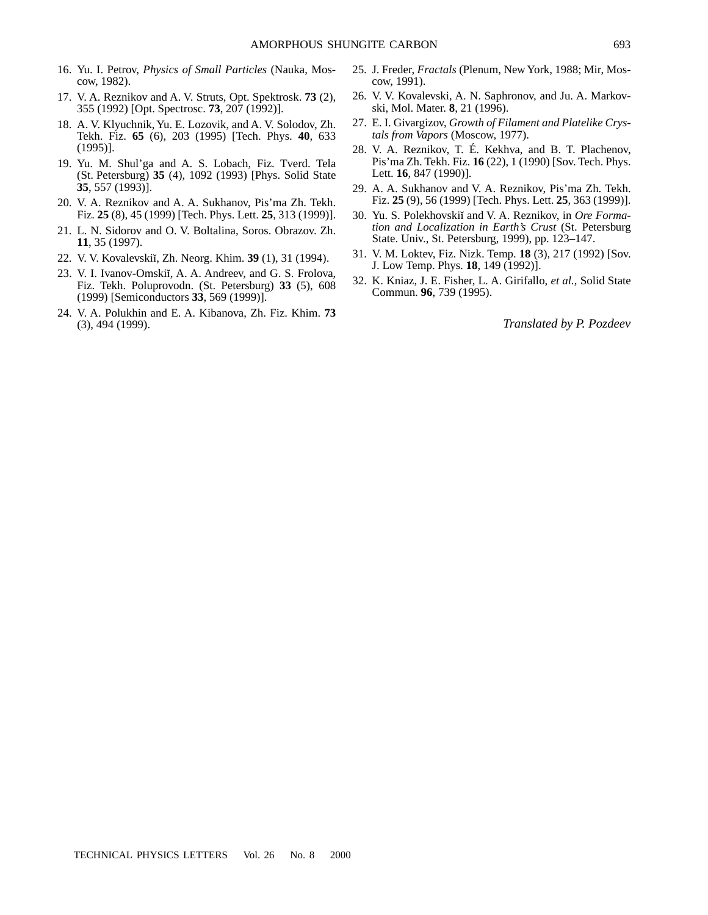16. Yu. I. Petrov, *Physics of Small Particles* (Nauka, Moscow, 1982).
17. V. A. Reznikov and A. V. Struts, Opt. Spektrosk. **73** (2), 355 (1992) [Opt. Spectrosc. **73**, 207 (1992)].
18. A. V. Klyuchnik, Yu. E. Lozovik, and A. V. Solodov, Zh. Tekh. Fiz. **65** (6), 203 (1995) [Tech. Phys. **40**, 633 (1995)].
19. Yu. M. Shul'ga and A. S. Lobach, Fiz. Tverd. Tela (St. Petersburg) **35** (4), 1092 (1993) [Phys. Solid State **35**, 557 (1993)].
20. V. A. Reznikov and A. A. Sukhanov, Pis'ma Zh. Tekh. Fiz. **25** (8), 45 (1999) [Tech. Phys. Lett. **25**, 313 (1999)].
21. L. N. Sidorov and O. V. Boltalina, Soros. Obrazov. Zh. **11**, 35 (1997).
22. V. V. Kovalevskiĭ, Zh. Neorg. Khim. **39** (1), 31 (1994).
23. V. I. Ivanov-Omskiĭ, A. A. Andreev, and G. S. Frolova, Fiz. Tekh. Poluprovodn. (St. Petersburg) **33** (5), 608 (1999) [Semiconductors **33**, 569 (1999)].
24. V. A. Polukhin and E. A. Kibanova, Zh. Fiz. Khim. **73** (3), 494 (1999).
25. J. Freder, *Fractals* (Plenum, New York, 1988; Mir, Moscow, 1991).
26. V. V. Kovalevski, A. N. Saphronov, and Ju. A. Markovski, Mol. Mater. **8**, 21 (1996).
27. E. I. Givargizov, *Growth of Filament and Platelike Crystals from Vapors* (Moscow, 1977).
28. V. A. Reznikov, T. É. Kekhva, and B. T. Plachenov, Pis'ma Zh. Tekh. Fiz. **16** (22), 1 (1990) [Sov. Tech. Phys. Lett. **16**, 847 (1990)].
29. A. A. Sukhanov and V. A. Reznikov, Pis'ma Zh. Tekh. Fiz. **25** (9), 56 (1999) [Tech. Phys. Lett. **25**, 363 (1999)].
30. Yu. S. Polekhovskiĭ and V. A. Reznikov, in *Ore Formation and Localization in Earth's Crust* (St. Petersburg State. Univ., St. Petersburg, 1999), pp. 123–147.
31. V. M. Loktev, Fiz. Nizk. Temp. **18** (3), 217 (1992) [Sov. J. Low Temp. Phys. **18**, 149 (1992)].
32. K. Kniaz, J. E. Fisher, L. A. Girifallo, *et al.*, Solid State Commun. **96**, 739 (1995).

*Translated by P. Pozdeev*